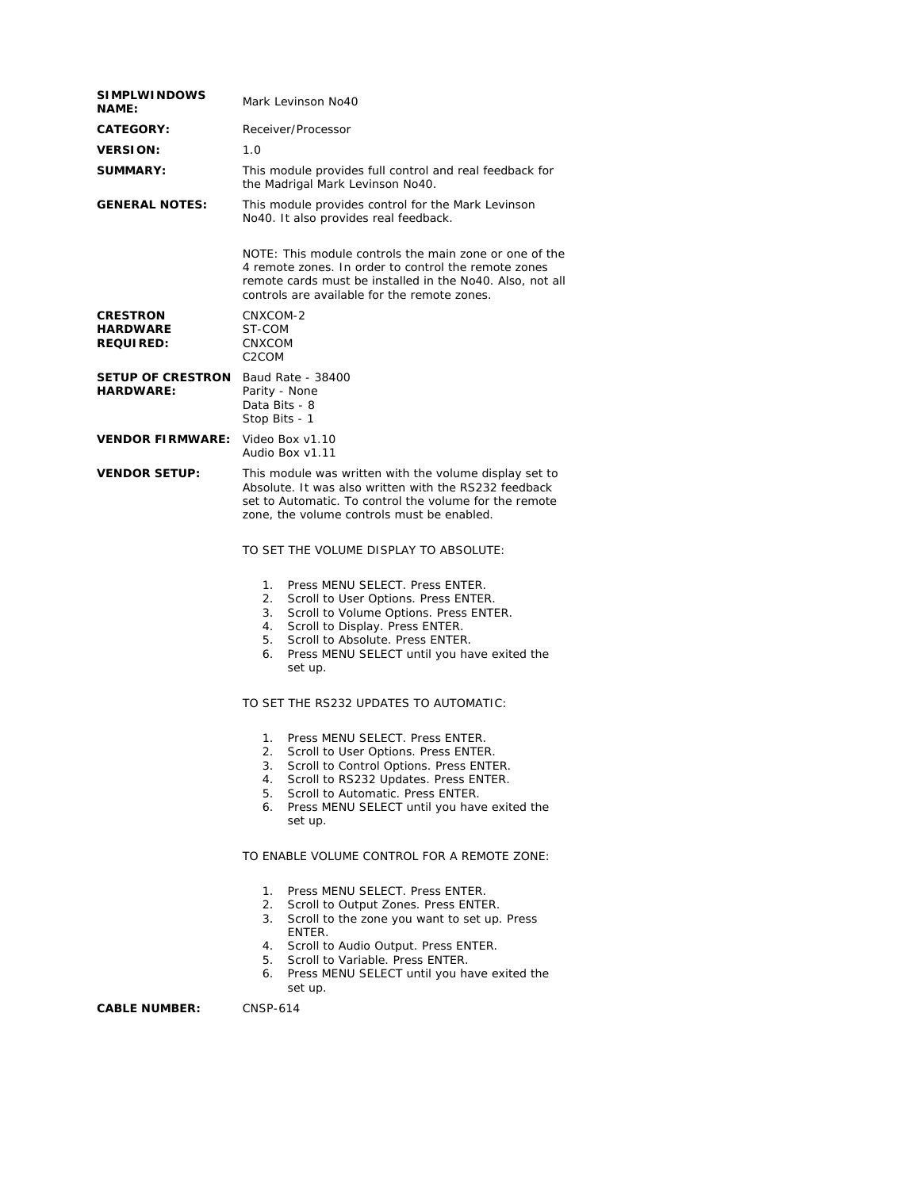**SIMPLWINDOWS NAME:** Mark Levinson No40

**CATEGORY:** Receiver/Processor

**VERSION:** 1.0

**SUMMARY:** This module provides full control and real feedback for the Madrigal Mark Levinson No40.

**GENERAL NOTES:** This module provides control for the Mark Levinson No40. It also provides real feedback.

NOTE: This module controls the main zone or one of the 4 remote zones. In order to control the remote zones remote cards must be installed in the No40. Also, not all controls are available for the remote zones.

**CRESTRON HARDWARE REQUIRED:**
CNXCOM-2
ST-COM
CNXCOM
C2COM

**SETUP OF CRESTRON HARDWARE:**
Baud Rate - 38400
Parity - None
Data Bits - 8
Stop Bits - 1

**VENDOR FIRMWARE:**
Video Box v1.10
Audio Box v1.11

**VENDOR SETUP:** This module was written with the volume display set to Absolute. It was also written with the RS232 feedback set to Automatic. To control the volume for the remote zone, the volume controls must be enabled.

TO SET THE VOLUME DISPLAY TO ABSOLUTE:

1. Press MENU SELECT. Press ENTER.
2. Scroll to User Options. Press ENTER.
3. Scroll to Volume Options. Press ENTER.
4. Scroll to Display. Press ENTER.
5. Scroll to Absolute. Press ENTER.
6. Press MENU SELECT until you have exited the set up.

TO SET THE RS232 UPDATES TO AUTOMATIC:

1. Press MENU SELECT. Press ENTER.
2. Scroll to User Options. Press ENTER.
3. Scroll to Control Options. Press ENTER.
4. Scroll to RS232 Updates. Press ENTER.
5. Scroll to Automatic. Press ENTER.
6. Press MENU SELECT until you have exited the set up.

TO ENABLE VOLUME CONTROL FOR A REMOTE ZONE:

1. Press MENU SELECT. Press ENTER.
2. Scroll to Output Zones. Press ENTER.
3. Scroll to the zone you want to set up. Press ENTER.
4. Scroll to Audio Output. Press ENTER.
5. Scroll to Variable. Press ENTER.
6. Press MENU SELECT until you have exited the set up.

**CABLE NUMBER:** CNSP-614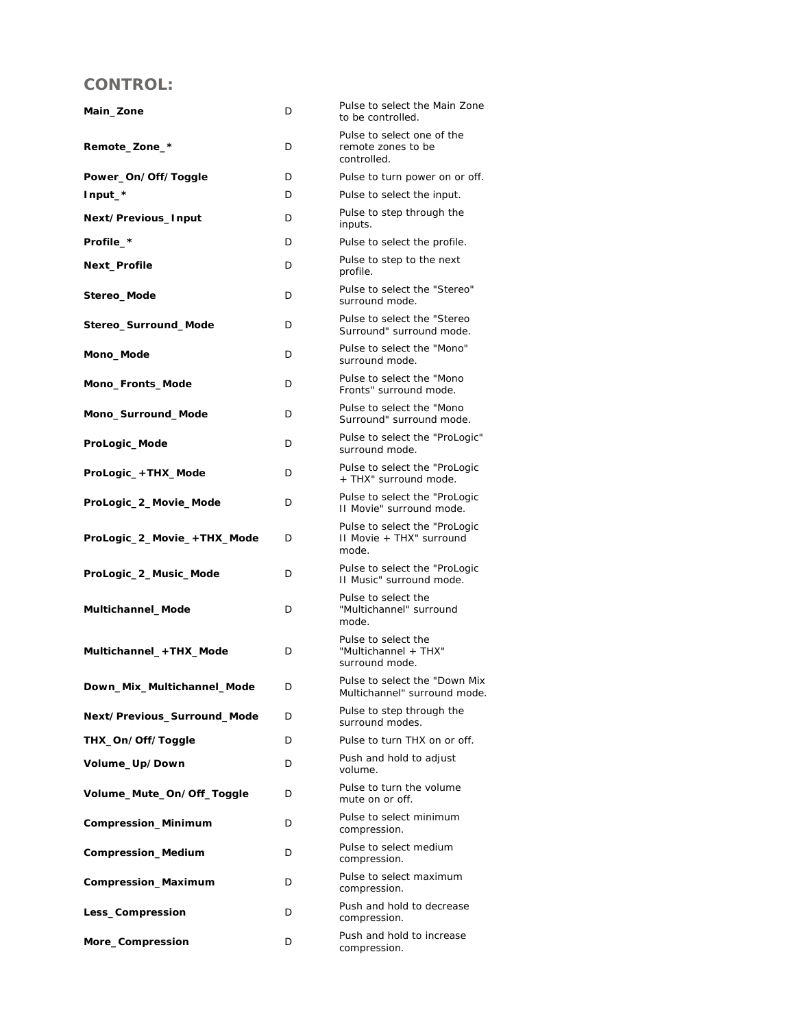## CONTROL:

| | | |
|---|---|---|
| **Main_Zone** | D | Pulse to select the Main Zone to be controlled. |
| **Remote_Zone_*** | D | Pulse to select one of the remote zones to be controlled. |
| **Power_On/Off/Toggle** | D | Pulse to turn power on or off. |
| **Input_*** | D | Pulse to select the input. |
| **Next/Previous_Input** | D | Pulse to step through the inputs. |
| **Profile_*** | D | Pulse to select the profile. |
| **Next_Profile** | D | Pulse to step to the next profile. |
| **Stereo_Mode** | D | Pulse to select the "Stereo" surround mode. |
| **Stereo_Surround_Mode** | D | Pulse to select the "Stereo Surround" surround mode. |
| **Mono_Mode** | D | Pulse to select the "Mono" surround mode. |
| **Mono_Fronts_Mode** | D | Pulse to select the "Mono Fronts" surround mode. |
| **Mono_Surround_Mode** | D | Pulse to select the "Mono Surround" surround mode. |
| **ProLogic_Mode** | D | Pulse to select the "ProLogic" surround mode. |
| **ProLogic_+THX_Mode** | D | Pulse to select the "ProLogic + THX" surround mode. |
| **ProLogic_2_Movie_Mode** | D | Pulse to select the "ProLogic II Movie" surround mode. |
| **ProLogic_2_Movie_+THX_Mode** | D | Pulse to select the "ProLogic II Movie + THX" surround mode. |
| **ProLogic_2_Music_Mode** | D | Pulse to select the "ProLogic II Music" surround mode. |
| **Multichannel_Mode** | D | Pulse to select the "Multichannel" surround mode. |
| **Multichannel_+THX_Mode** | D | Pulse to select the "Multichannel + THX" surround mode. |
| **Down_Mix_Multichannel_Mode** | D | Pulse to select the "Down Mix Multichannel" surround mode. |
| **Next/Previous_Surround_Mode** | D | Pulse to step through the surround modes. |
| **THX_On/Off/Toggle** | D | Pulse to turn THX on or off. |
| **Volume_Up/Down** | D | Push and hold to adjust volume. |
| **Volume_Mute_On/Off_Toggle** | D | Pulse to turn the volume mute on or off. |
| **Compression_Minimum** | D | Pulse to select minimum compression. |
| **Compression_Medium** | D | Pulse to select medium compression. |
| **Compression_Maximum** | D | Pulse to select maximum compression. |
| **Less_Compression** | D | Push and hold to decrease compression. |
| **More_Compression** | D | Push and hold to increase compression. |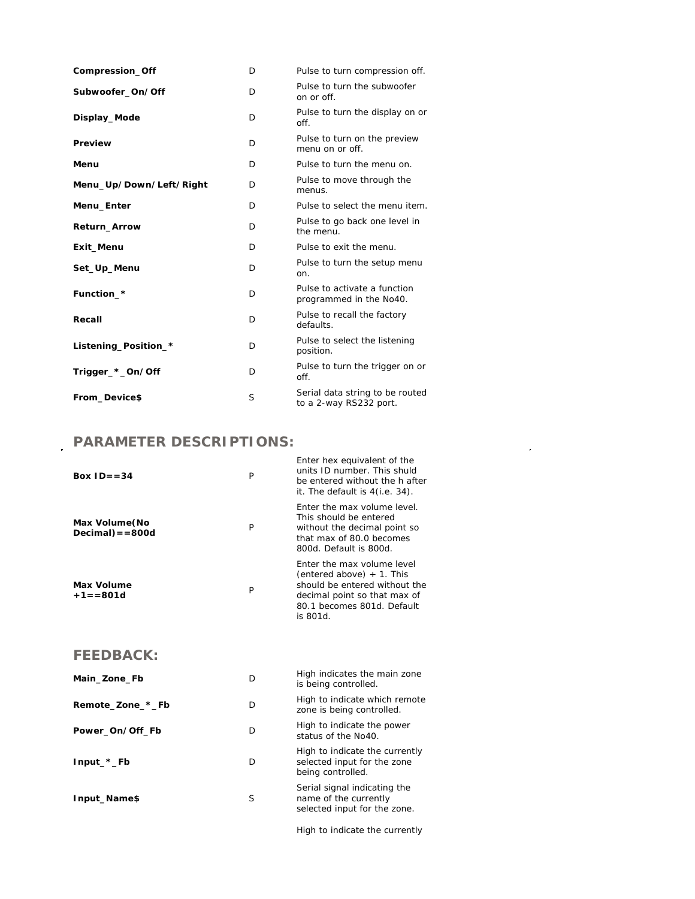| | | |
|---|---|---|
| **Compression_Off** | D | Pulse to turn compression off. |
| **Subwoofer_On/Off** | D | Pulse to turn the subwoofer on or off. |
| **Display_Mode** | D | Pulse to turn the display on or off. |
| **Preview** | D | Pulse to turn on the preview menu on or off. |
| **Menu** | D | Pulse to turn the menu on. |
| **Menu_Up/Down/Left/Right** | D | Pulse to move through the menus. |
| **Menu_Enter** | D | Pulse to select the menu item. |
| **Return_Arrow** | D | Pulse to go back one level in the menu. |
| **Exit_Menu** | D | Pulse to exit the menu. |
| **Set_Up_Menu** | D | Pulse to turn the setup menu on. |
| **Function_*** | D | Pulse to activate a function programmed in the No40. |
| **Recall** | D | Pulse to recall the factory defaults. |
| **Listening_Position_*** | D | Pulse to select the listening position. |
| **Trigger_*_On/Off** | D | Pulse to turn the trigger on or off. |
| **From_Device$** | S | Serial data string to be routed to a 2-way RS232 port. |

## PARAMETER DESCRIPTIONS:

| | | |
|---|---|---|
| **Box ID==34** | P | Enter hex equivalent of the units ID number. This shuld be entered without the h after it. The default is 4(i.e. 34). |
| **Max Volume(No Decimal)==800d** | P | Enter the max volume level. This should be entered without the decimal point so that max of 80.0 becomes 800d. Default is 800d. |
| **Max Volume +1==801d** | P | Enter the max volume level (entered above) + 1. This should be entered without the decimal point so that max of 80.1 becomes 801d. Default is 801d. |

## FEEDBACK:

| | | |
|---|---|---|
| **Main_Zone_Fb** | D | High indicates the main zone is being controlled. |
| **Remote_Zone_*_Fb** | D | High to indicate which remote zone is being controlled. |
| **Power_On/Off_Fb** | D | High to indicate the power status of the No40. |
| **Input_*_Fb** | D | High to indicate the currently selected input for the zone being controlled. |
| **Input_Name$** | S | Serial signal indicating the name of the currently selected input for the zone. |
| | | High to indicate the currently |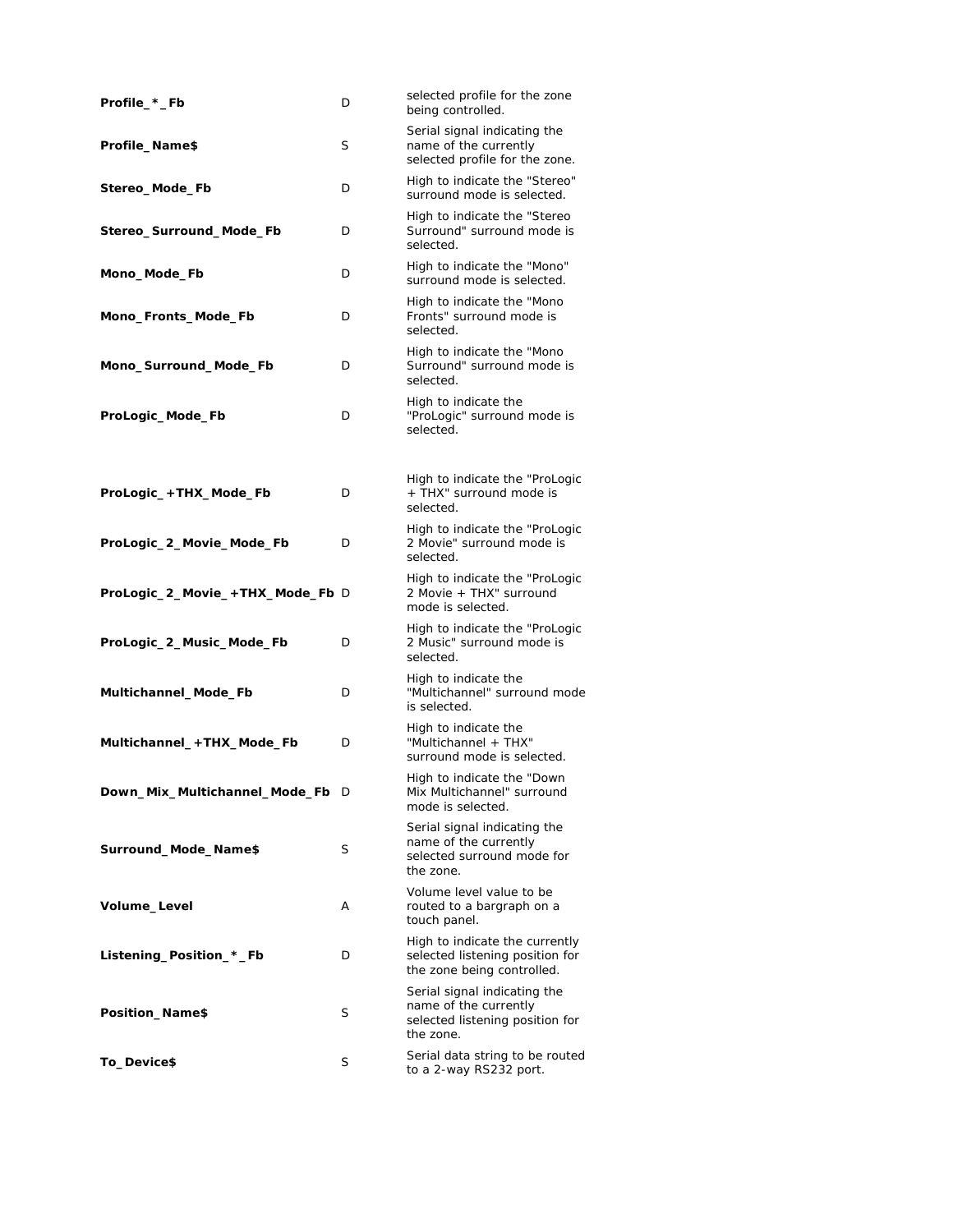| | | |
|---|---|---|
| **Profile_*_Fb** | D | selected profile for the zone being controlled. |
| **Profile_Name$** | S | Serial signal indicating the name of the currently selected profile for the zone. |
| **Stereo_Mode_Fb** | D | High to indicate the "Stereo" surround mode is selected. |
| **Stereo_Surround_Mode_Fb** | D | High to indicate the "Stereo Surround" surround mode is selected. |
| **Mono_Mode_Fb** | D | High to indicate the "Mono" surround mode is selected. |
| **Mono_Fronts_Mode_Fb** | D | High to indicate the "Mono Fronts" surround mode is selected. |
| **Mono_Surround_Mode_Fb** | D | High to indicate the "Mono Surround" surround mode is selected. |
| **ProLogic_Mode_Fb** | D | High to indicate the "ProLogic" surround mode is selected. |
| **ProLogic_+THX_Mode_Fb** | D | High to indicate the "ProLogic + THX" surround mode is selected. |
| **ProLogic_2_Movie_Mode_Fb** | D | High to indicate the "ProLogic 2 Movie" surround mode is selected. |
| **ProLogic_2_Movie_+THX_Mode_Fb** | D | High to indicate the "ProLogic 2 Movie + THX" surround mode is selected. |
| **ProLogic_2_Music_Mode_Fb** | D | High to indicate the "ProLogic 2 Music" surround mode is selected. |
| **Multichannel_Mode_Fb** | D | High to indicate the "Multichannel" surround mode is selected. |
| **Multichannel_+THX_Mode_Fb** | D | High to indicate the "Multichannel + THX" surround mode is selected. |
| **Down_Mix_Multichannel_Mode_Fb** | D | High to indicate the "Down Mix Multichannel" surround mode is selected. |
| **Surround_Mode_Name$** | S | Serial signal indicating the name of the currently selected surround mode for the zone. |
| **Volume_Level** | A | Volume level value to be routed to a bargraph on a touch panel. |
| **Listening_Position_*_Fb** | D | High to indicate the currently selected listening position for the zone being controlled. |
| **Position_Name$** | S | Serial signal indicating the name of the currently selected listening position for the zone. |
| **To_Device$** | S | Serial data string to be routed to a 2-way RS232 port. |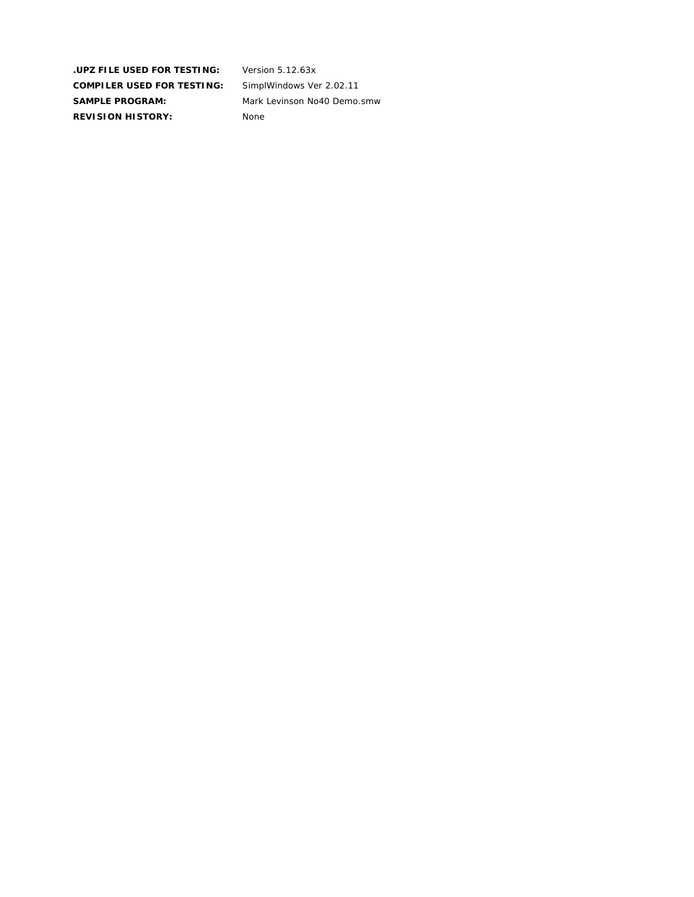| | |
|---|---|
| **.UPZ FILE USED FOR TESTING:** | Version 5.12.63x |
| **COMPILER USED FOR TESTING:** | SimplWindows Ver 2.02.11 |
| **SAMPLE PROGRAM:** | Mark Levinson No40 Demo.smw |
| **REVISION HISTORY:** | None |